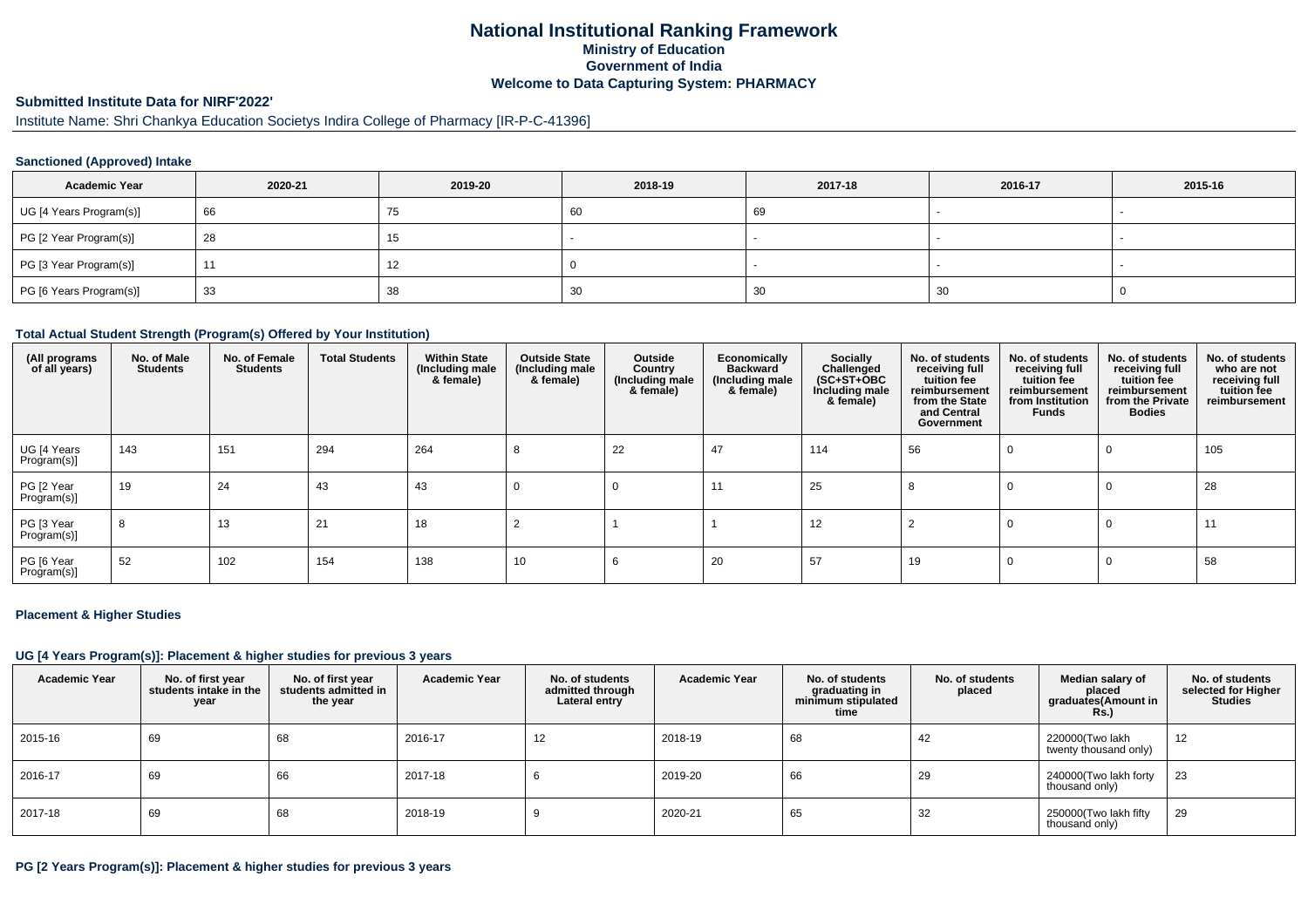# National Institutional Ranking Framework
## Ministry of Education
## Government of India
## Welcome to Data Capturing System: PHARMACY

**Submitted Institute Data for NIRF'2022'**

Institute Name: Shri Chankya Education Societys Indira College of Pharmacy [IR-P-C-41396]

### Sanctioned (Approved) Intake

| Academic Year | 2020-21 | 2019-20 | 2018-19 | 2017-18 | 2016-17 | 2015-16 |
|---|---|---|---|---|---|---|
| UG [4 Years Program(s)] | 66 | 75 | 60 | 69 | - | - |
| PG [2 Year Program(s)] | 28 | 15 | - | - | - | - |
| PG [3 Year Program(s)] | 11 | 12 | 0 | - | - | - |
| PG [6 Years Program(s)] | 33 | 38 | 30 | 30 | 30 | 0 |

### Total Actual Student Strength (Program(s) Offered by Your Institution)

| (All programs of all years) | No. of Male Students | No. of Female Students | Total Students | Within State (Including male & female) | Outside State (Including male & female) | Outside Country (Including male & female) | Economically Backward (Including male & female) | Socially Challenged (SC+ST+OBC Including male & female) | No. of students receiving full tuition fee reimbursement from the State and Central Government | No. of students receiving full tuition fee reimbursement from Institution Funds | No. of students receiving full tuition fee reimbursement from the Private Bodies | No. of students who are not receiving full tuition fee reimbursement |
|---|---|---|---|---|---|---|---|---|---|---|---|---|
| UG [4 Years Program(s)] | 143 | 151 | 294 | 264 | 8 | 22 | 47 | 114 | 56 | 0 | 0 | 105 |
| PG [2 Year Program(s)] | 19 | 24 | 43 | 43 | 0 | 0 | 11 | 25 | 8 | 0 | 0 | 28 |
| PG [3 Year Program(s)] | 8 | 13 | 21 | 18 | 2 | 1 | 1 | 12 | 2 | 0 | 0 | 11 |
| PG [6 Year Program(s)] | 52 | 102 | 154 | 138 | 10 | 6 | 20 | 57 | 19 | 0 | 0 | 58 |

### Placement & Higher Studies

#### UG [4 Years Program(s)]: Placement & higher studies for previous 3 years

| Academic Year | No. of first year students intake in the year | No. of first year students admitted in the year | Academic Year | No. of students admitted through Lateral entry | Academic Year | No. of students graduating in minimum stipulated time | No. of students placed | Median salary of placed graduates(Amount in Rs.) | No. of students selected for Higher Studies |
|---|---|---|---|---|---|---|---|---|---|
| 2015-16 | 69 | 68 | 2016-17 | 12 | 2018-19 | 68 | 42 | 220000(Two lakh twenty thousand only) | 12 |
| 2016-17 | 69 | 66 | 2017-18 | 6 | 2019-20 | 66 | 29 | 240000(Two lakh forty thousand only) | 23 |
| 2017-18 | 69 | 68 | 2018-19 | 9 | 2020-21 | 65 | 32 | 250000(Two lakh fifty thousand only) | 29 |

#### PG [2 Years Program(s)]: Placement & higher studies for previous 3 years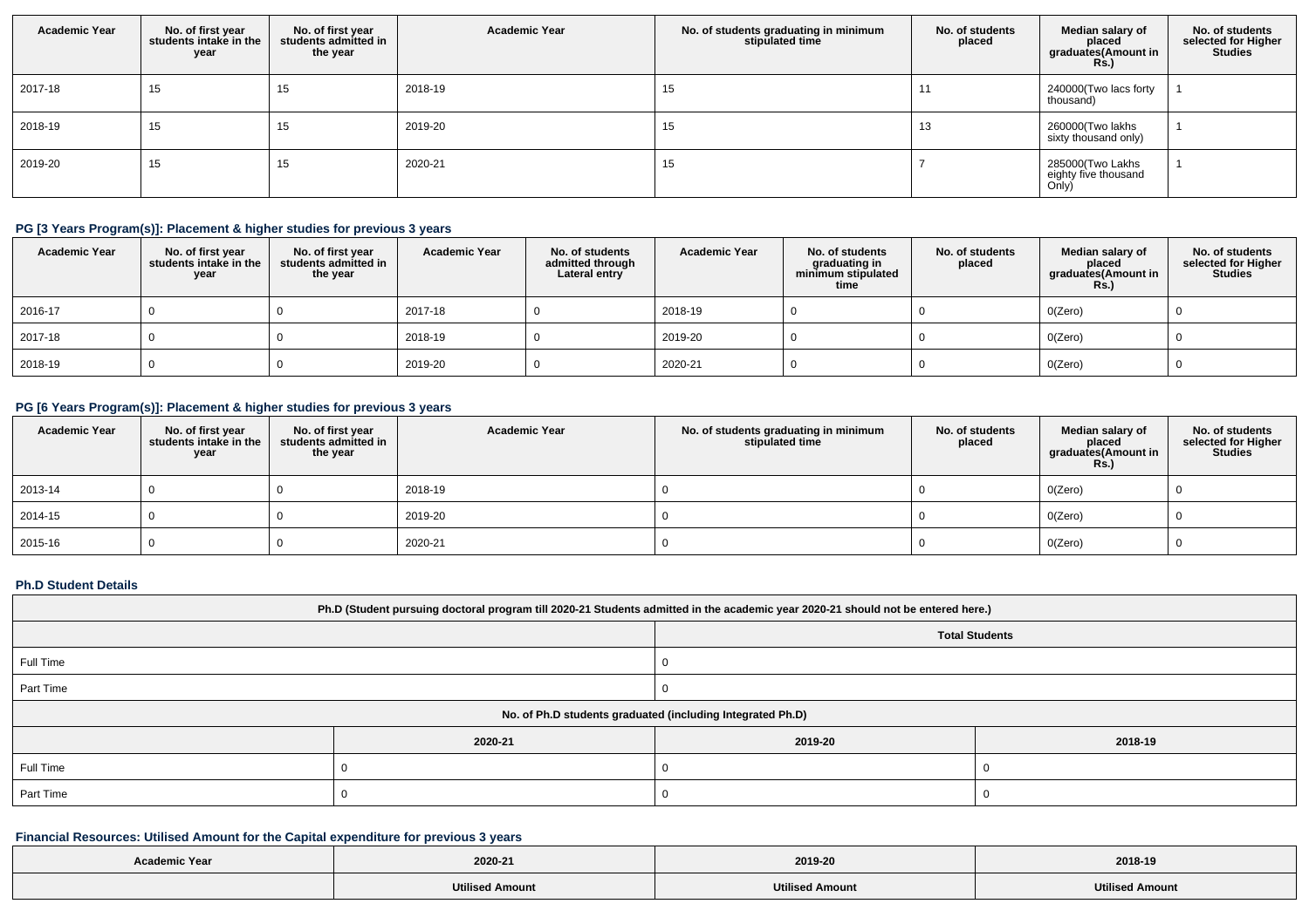| Academic Year | No. of first year students intake in the year | No. of first year students admitted in the year | Academic Year | No. of students graduating in minimum stipulated time | No. of students placed | Median salary of placed graduates(Amount in Rs.) | No. of students selected for Higher Studies |
|---|---|---|---|---|---|---|---|
| 2017-18 | 15 | 15 | 2018-19 | 15 | 11 | 240000(Two lacs forty thousand) | 1 |
| 2018-19 | 15 | 15 | 2019-20 | 15 | 13 | 260000(Two lakhs sixty thousand only) | 1 |
| 2019-20 | 15 | 15 | 2020-21 | 15 | 7 | 285000(Two Lakhs eighty five thousand Only) | 1 |

### PG [3 Years Program(s)]: Placement & higher studies for previous 3 years

| Academic Year | No. of first year students intake in the year | No. of first year students admitted in the year | Academic Year | No. of students admitted through Lateral entry | Academic Year | No. of students graduating in minimum stipulated time | No. of students placed | Median salary of placed graduates(Amount in Rs.) | No. of students selected for Higher Studies |
|---|---|---|---|---|---|---|---|---|---|
| 2016-17 | 0 | 0 | 2017-18 | 0 | 2018-19 | 0 | 0 | 0(Zero) | 0 |
| 2017-18 | 0 | 0 | 2018-19 | 0 | 2019-20 | 0 | 0 | 0(Zero) | 0 |
| 2018-19 | 0 | 0 | 2019-20 | 0 | 2020-21 | 0 | 0 | 0(Zero) | 0 |

### PG [6 Years Program(s)]: Placement & higher studies for previous 3 years

| Academic Year | No. of first year students intake in the year | No. of first year students admitted in the year | Academic Year | No. of students graduating in minimum stipulated time | No. of students placed | Median salary of placed graduates(Amount in Rs.) | No. of students selected for Higher Studies |
|---|---|---|---|---|---|---|---|
| 2013-14 | 0 | 0 | 2018-19 | 0 | 0 | 0(Zero) | 0 |
| 2014-15 | 0 | 0 | 2019-20 | 0 | 0 | 0(Zero) | 0 |
| 2015-16 | 0 | 0 | 2020-21 | 0 | 0 | 0(Zero) | 0 |

### Ph.D Student Details

| Ph.D (Student pursuing doctoral program till 2020-21 Students admitted in the academic year 2020-21 should not be entered here.) | | | |
|---|---|---|---|
| | | Total Students | |
| Full Time | | 0 | |
| Part Time | | 0 | |
| No. of Ph.D students graduated (including Integrated Ph.D) | | | |
| | 2020-21 | 2019-20 | 2018-19 |
| Full Time | 0 | 0 | 0 |
| Part Time | 0 | 0 | 0 |

### Financial Resources: Utilised Amount for the Capital expenditure for previous 3 years

| Academic Year | 2020-21 | 2019-20 | 2018-19 |
|---|---|---|---|
| | Utilised Amount | Utilised Amount | Utilised Amount |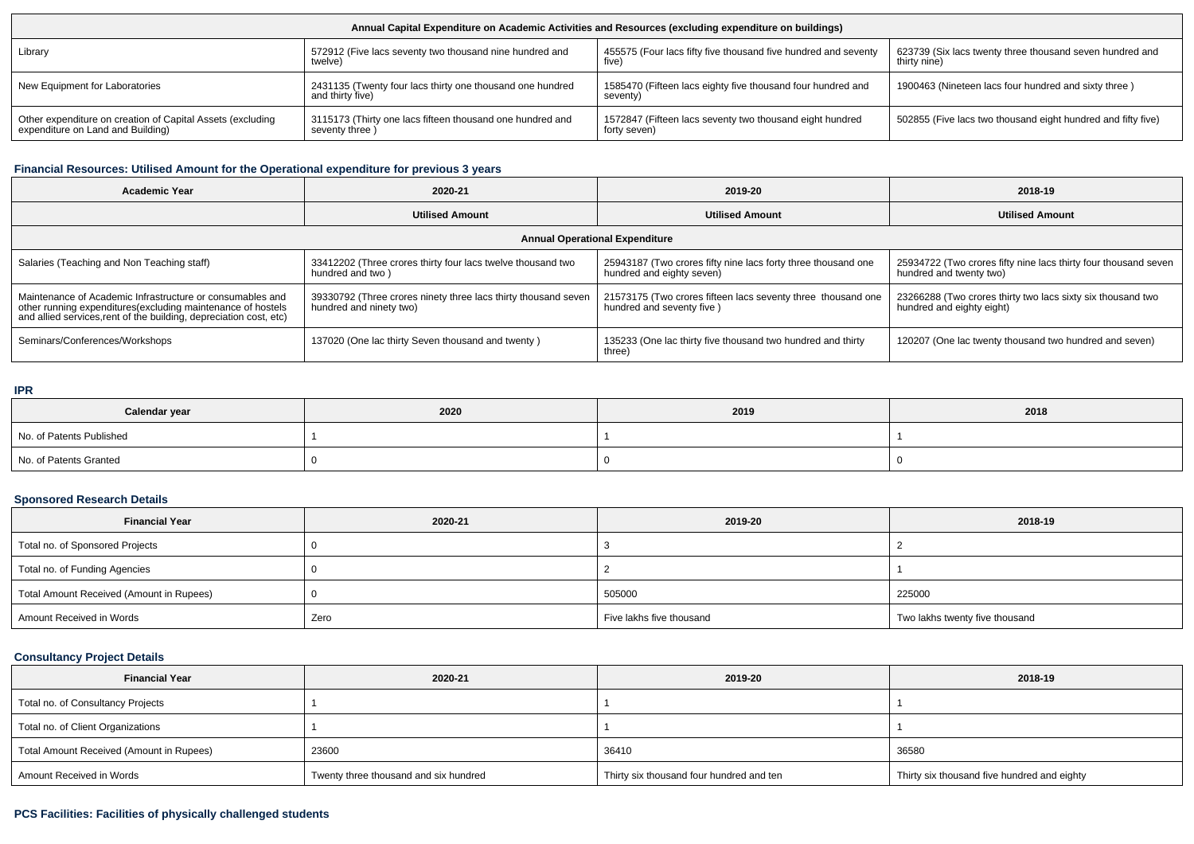| Annual Capital Expenditure on Academic Activities and Resources (excluding expenditure on buildings) | | | |
|---|---|---|---|
| Library | 572912 (Five lacs seventy two thousand nine hundred and twelve) | 455575 (Four lacs fifty five thousand five hundred and seventy five) | 623739 (Six lacs twenty three thousand seven hundred and thirty nine) |
| New Equipment for Laboratories | 2431135 (Twenty four lacs thirty one thousand one hundred and thirty five) | 1585470 (Fifteen lacs eighty five thousand four hundred and seventy) | 1900463 (Nineteen lacs four hundred and sixty three ) |
| Other expenditure on creation of Capital Assets (excluding expenditure on Land and Building) | 3115173 (Thirty one lacs fifteen thousand one hundred and seventy three ) | 1572847 (Fifteen lacs seventy two thousand eight hundred forty seven) | 502855 (Five lacs two thousand eight hundred and fifty five) |

### Financial Resources: Utilised Amount for the Operational expenditure for previous 3 years

| Academic Year | 2020-21 | 2019-20 | 2018-19 |
|---|---|---|---|
| | Utilised Amount | Utilised Amount | Utilised Amount |
| Annual Operational Expenditure | | | |
| Salaries (Teaching and Non Teaching staff) | 33412202 (Three crores thirty four lacs twelve thousand two hundred and two ) | 25943187 (Two crores fifty nine lacs forty three thousand one hundred and eighty seven) | 25934722 (Two crores fifty nine lacs thirty four thousand seven hundred and twenty two) |
| Maintenance of Academic Infrastructure or consumables and other running expenditures(excluding maintenance of hostels and allied services,rent of the building, depreciation cost, etc) | 39330792 (Three crores ninety three lacs thirty thousand seven hundred and ninety two) | 21573175 (Two crores fifteen lacs seventy three thousand one hundred and seventy five ) | 23266288 (Two crores thirty two lacs sixty six thousand two hundred and eighty eight) |
| Seminars/Conferences/Workshops | 137020 (One lac thirty Seven thousand and twenty ) | 135233 (One lac thirty five thousand two hundred and thirty three) | 120207 (One lac twenty thousand two hundred and seven) |

### IPR

| Calendar year | 2020 | 2019 | 2018 |
|---|---|---|---|
| No. of Patents Published | 1 | 1 | 1 |
| No. of Patents Granted | 0 | 0 | 0 |

### Sponsored Research Details

| Financial Year | 2020-21 | 2019-20 | 2018-19 |
|---|---|---|---|
| Total no. of Sponsored Projects | 0 | 3 | 2 |
| Total no. of Funding Agencies | 0 | 2 | 1 |
| Total Amount Received (Amount in Rupees) | 0 | 505000 | 225000 |
| Amount Received in Words | Zero | Five lakhs five thousand | Two lakhs twenty five thousand |

### Consultancy Project Details

| Financial Year | 2020-21 | 2019-20 | 2018-19 |
|---|---|---|---|
| Total no. of Consultancy Projects | 1 | 1 | 1 |
| Total no. of Client Organizations | 1 | 1 | 1 |
| Total Amount Received (Amount in Rupees) | 23600 | 36410 | 36580 |
| Amount Received in Words | Twenty three thousand and six hundred | Thirty six thousand four hundred and ten | Thirty six thousand five hundred and eighty |

### PCS Facilities: Facilities of physically challenged students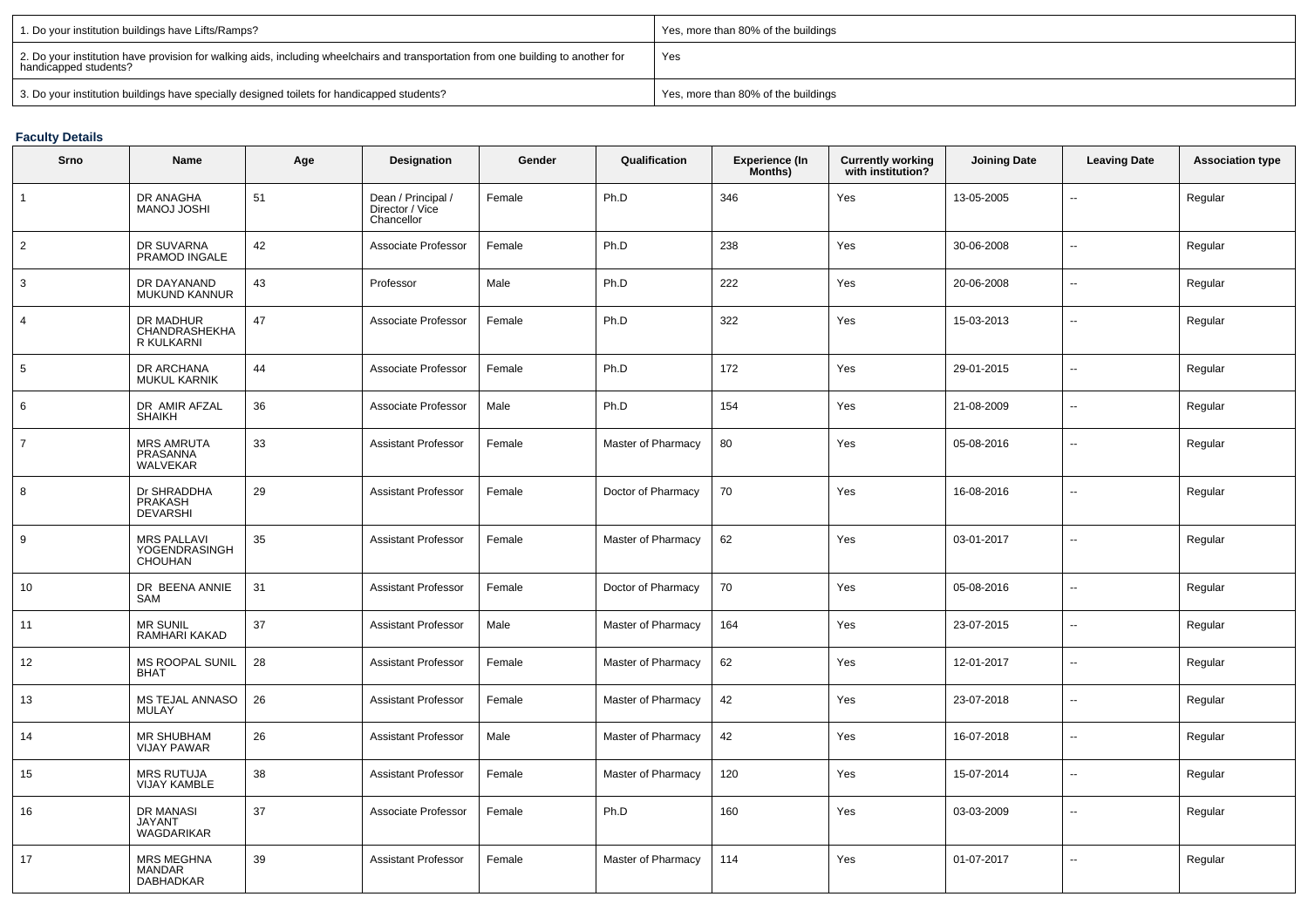| | |
|---|---|
| 1. Do your institution buildings have Lifts/Ramps? | Yes, more than 80% of the buildings |
| 2. Do your institution have provision for walking aids, including wheelchairs and transportation from one building to another for handicapped students? | Yes |
| 3. Do your institution buildings have specially designed toilets for handicapped students? | Yes, more than 80% of the buildings |

### Faculty Details

| Srno | Name | Age | Designation | Gender | Qualification | Experience (In Months) | Currently working with institution? | Joining Date | Leaving Date | Association type |
|---|---|---|---|---|---|---|---|---|---|---|
| 1 | DR ANAGHA MANOJ JOSHI | 51 | Dean / Principal / Director / Vice Chancellor | Female | Ph.D | 346 | Yes | 13-05-2005 | -- | Regular |
| 2 | DR SUVARNA PRAMOD INGALE | 42 | Associate Professor | Female | Ph.D | 238 | Yes | 30-06-2008 | -- | Regular |
| 3 | DR DAYANAND MUKUND KANNUR | 43 | Professor | Male | Ph.D | 222 | Yes | 20-06-2008 | -- | Regular |
| 4 | DR MADHUR CHANDRASHEKHAR KULKARNI | 47 | Associate Professor | Female | Ph.D | 322 | Yes | 15-03-2013 | -- | Regular |
| 5 | DR ARCHANA MUKUL KARNIK | 44 | Associate Professor | Female | Ph.D | 172 | Yes | 29-01-2015 | -- | Regular |
| 6 | DR AMIR AFZAL SHAIKH | 36 | Associate Professor | Male | Ph.D | 154 | Yes | 21-08-2009 | -- | Regular |
| 7 | MRS AMRUTA PRASANNA WALVEKAR | 33 | Assistant Professor | Female | Master of Pharmacy | 80 | Yes | 05-08-2016 | -- | Regular |
| 8 | Dr SHRADDHA PRAKASH DEVARSHI | 29 | Assistant Professor | Female | Doctor of Pharmacy | 70 | Yes | 16-08-2016 | -- | Regular |
| 9 | MRS PALLAVI YOGENDRASINGH CHOUHAN | 35 | Assistant Professor | Female | Master of Pharmacy | 62 | Yes | 03-01-2017 | -- | Regular |
| 10 | DR BEENA ANNIE SAM | 31 | Assistant Professor | Female | Doctor of Pharmacy | 70 | Yes | 05-08-2016 | -- | Regular |
| 11 | MR SUNIL RAMHARI KAKAD | 37 | Assistant Professor | Male | Master of Pharmacy | 164 | Yes | 23-07-2015 | -- | Regular |
| 12 | MS ROOPAL SUNIL BHAT | 28 | Assistant Professor | Female | Master of Pharmacy | 62 | Yes | 12-01-2017 | -- | Regular |
| 13 | MS TEJAL ANNASO MULAY | 26 | Assistant Professor | Female | Master of Pharmacy | 42 | Yes | 23-07-2018 | -- | Regular |
| 14 | MR SHUBHAM VIJAY PAWAR | 26 | Assistant Professor | Male | Master of Pharmacy | 42 | Yes | 16-07-2018 | -- | Regular |
| 15 | MRS RUTUJA VIJAY KAMBLE | 38 | Assistant Professor | Female | Master of Pharmacy | 120 | Yes | 15-07-2014 | -- | Regular |
| 16 | DR MANASI JAYANT WAGDARIKAR | 37 | Associate Professor | Female | Ph.D | 160 | Yes | 03-03-2009 | -- | Regular |
| 17 | MRS MEGHNA MANDAR DABHADKAR | 39 | Assistant Professor | Female | Master of Pharmacy | 114 | Yes | 01-07-2017 | -- | Regular |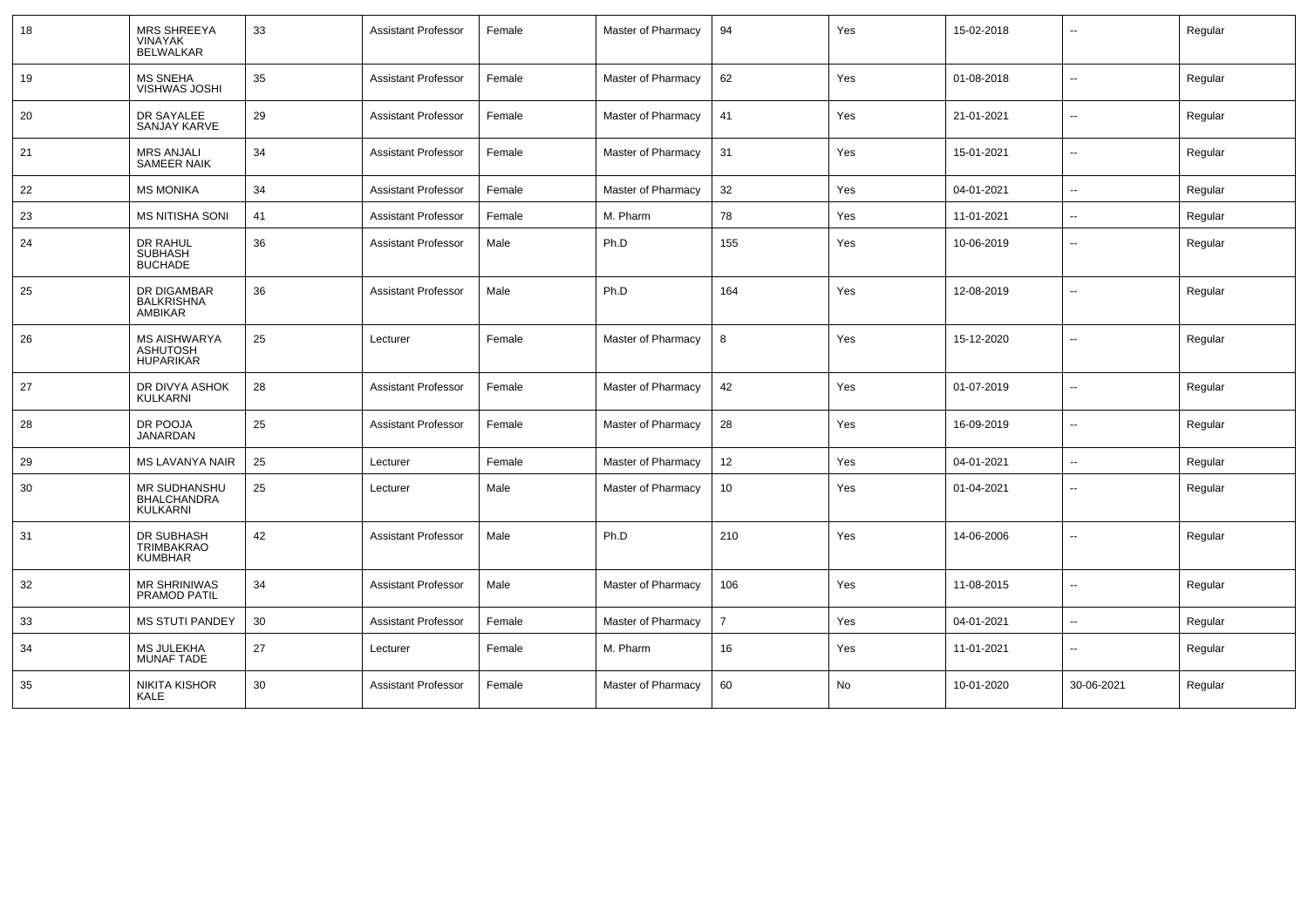| | | | | | | | | | | |
|---|---|---|---|---|---|---|---|---|---|---|
| 18 | MRS SHREEYA VINAYAK BELWALKAR | 33 | Assistant Professor | Female | Master of Pharmacy | 94 | Yes | 15-02-2018 | -- | Regular |
| 19 | MS SNEHA VISHWAS JOSHI | 35 | Assistant Professor | Female | Master of Pharmacy | 62 | Yes | 01-08-2018 | -- | Regular |
| 20 | DR SAYALEE SANJAY KARVE | 29 | Assistant Professor | Female | Master of Pharmacy | 41 | Yes | 21-01-2021 | -- | Regular |
| 21 | MRS ANJALI SAMEER NAIK | 34 | Assistant Professor | Female | Master of Pharmacy | 31 | Yes | 15-01-2021 | -- | Regular |
| 22 | MS MONIKA | 34 | Assistant Professor | Female | Master of Pharmacy | 32 | Yes | 04-01-2021 | -- | Regular |
| 23 | MS NITISHA SONI | 41 | Assistant Professor | Female | M. Pharm | 78 | Yes | 11-01-2021 | -- | Regular |
| 24 | DR RAHUL SUBHASH BUCHADE | 36 | Assistant Professor | Male | Ph.D | 155 | Yes | 10-06-2019 | -- | Regular |
| 25 | DR DIGAMBAR BALKRISHNA AMBIKAR | 36 | Assistant Professor | Male | Ph.D | 164 | Yes | 12-08-2019 | -- | Regular |
| 26 | MS AISHWARYA ASHUTOSH HUPARIKAR | 25 | Lecturer | Female | Master of Pharmacy | 8 | Yes | 15-12-2020 | -- | Regular |
| 27 | DR DIVYA ASHOK KULKARNI | 28 | Assistant Professor | Female | Master of Pharmacy | 42 | Yes | 01-07-2019 | -- | Regular |
| 28 | DR POOJA JANARDAN | 25 | Assistant Professor | Female | Master of Pharmacy | 28 | Yes | 16-09-2019 | -- | Regular |
| 29 | MS LAVANYA NAIR | 25 | Lecturer | Female | Master of Pharmacy | 12 | Yes | 04-01-2021 | -- | Regular |
| 30 | MR SUDHANSHU BHALCHANDRA KULKARNI | 25 | Lecturer | Male | Master of Pharmacy | 10 | Yes | 01-04-2021 | -- | Regular |
| 31 | DR SUBHASH TRIMBAKRAO KUMBHAR | 42 | Assistant Professor | Male | Ph.D | 210 | Yes | 14-06-2006 | -- | Regular |
| 32 | MR SHRINIWAS PRAMOD PATIL | 34 | Assistant Professor | Male | Master of Pharmacy | 106 | Yes | 11-08-2015 | -- | Regular |
| 33 | MS STUTI PANDEY | 30 | Assistant Professor | Female | Master of Pharmacy | 7 | Yes | 04-01-2021 | -- | Regular |
| 34 | MS JULEKHA MUNAF TADE | 27 | Lecturer | Female | M. Pharm | 16 | Yes | 11-01-2021 | -- | Regular |
| 35 | NIKITA KISHOR KALE | 30 | Assistant Professor | Female | Master of Pharmacy | 60 | No | 10-01-2020 | 30-06-2021 | Regular |